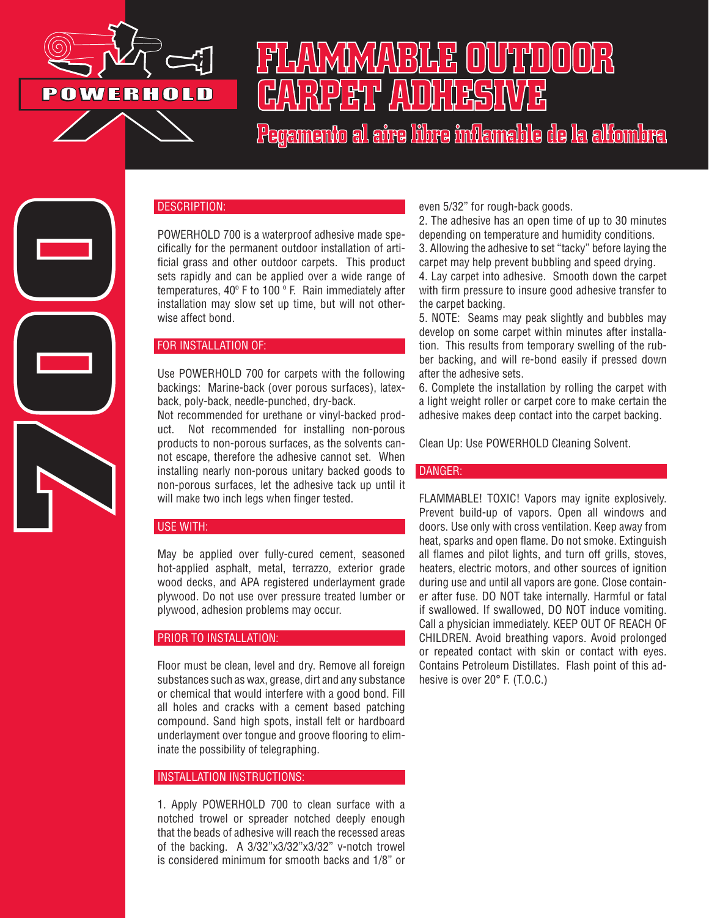POWERHOLD

# FLAMMABLE OUTDOOR CARPET ADHESIVE

## Pegamento al aire libre inflamable de la alfombra

700

### DESCRIPTION:

POWERHOLD 700 is a waterproof adhesive made specifically for the permanent outdoor installation of artificial grass and other outdoor carpets. This product sets rapidly and can be applied over a wide range of temperatures, 40º F to 100 º F. Rain immediately after installation may slow set up time, but will not otherwise affect bond.

### FOR INSTALLATION OF:

Use POWERHOLD 700 for carpets with the following backings: Marine-back (over porous surfaces), latex-back, poly-back, needle-punched, dry-back.

Not recommended for urethane or vinyl-backed product. Not recommended for installing non-porous products to non-porous surfaces, as the solvents cannot escape, therefore the adhesive cannot set. When installing nearly non-porous unitary backed goods to non-porous surfaces, let the adhesive tack up until it will make two inch legs when finger tested.

### USE WITH:

May be applied over fully-cured cement, seasoned hot-applied asphalt, metal, terrazzo, exterior grade wood decks, and APA registered underlayment grade plywood. Do not use over pressure treated lumber or plywood, adhesion problems may occur.

### PRIOR TO INSTALLATION:

Floor must be clean, level and dry. Remove all foreign substances such as wax, grease, dirt and any substance or chemical that would interfere with a good bond. Fill all holes and cracks with a cement based patching compound. Sand high spots, install felt or hardboard underlayment over tongue and groove flooring to eliminate the possibility of telegraphing.

### INSTALLATION INSTRUCTIONS:

1. Apply POWERHOLD 700 to clean surface with a notched trowel or spreader notched deeply enough that the beads of adhesive will reach the recessed areas of the backing. A 3/32"x3/32"x3/32" v-notch trowel is considered minimum for smooth backs and 1/8" or even 5/32" for rough-back goods.
2. The adhesive has an open time of up to 30 minutes depending on temperature and humidity conditions.
3. Allowing the adhesive to set "tacky" before laying the carpet may help prevent bubbling and speed drying.
4. Lay carpet into adhesive. Smooth down the carpet with firm pressure to insure good adhesive transfer to the carpet backing.
5. NOTE: Seams may peak slightly and bubbles may develop on some carpet within minutes after installation. This results from temporary swelling of the rubber backing, and will re-bond easily if pressed down after the adhesive sets.
6. Complete the installation by rolling the carpet with a light weight roller or carpet core to make certain the adhesive makes deep contact into the carpet backing.

Clean Up: Use POWERHOLD Cleaning Solvent.

### DANGER:

FLAMMABLE! TOXIC! Vapors may ignite explosively. Prevent build-up of vapors. Open all windows and doors. Use only with cross ventilation. Keep away from heat, sparks and open flame. Do not smoke. Extinguish all flames and pilot lights, and turn off grills, stoves, heaters, electric motors, and other sources of ignition during use and until all vapors are gone. Close container after fuse. DO NOT take internally. Harmful or fatal if swallowed. If swallowed, DO NOT induce vomiting. Call a physician immediately. KEEP OUT OF REACH OF CHILDREN. Avoid breathing vapors. Avoid prolonged or repeated contact with skin or contact with eyes. Contains Petroleum Distillates. Flash point of this adhesive is over 20° F. (T.O.C.)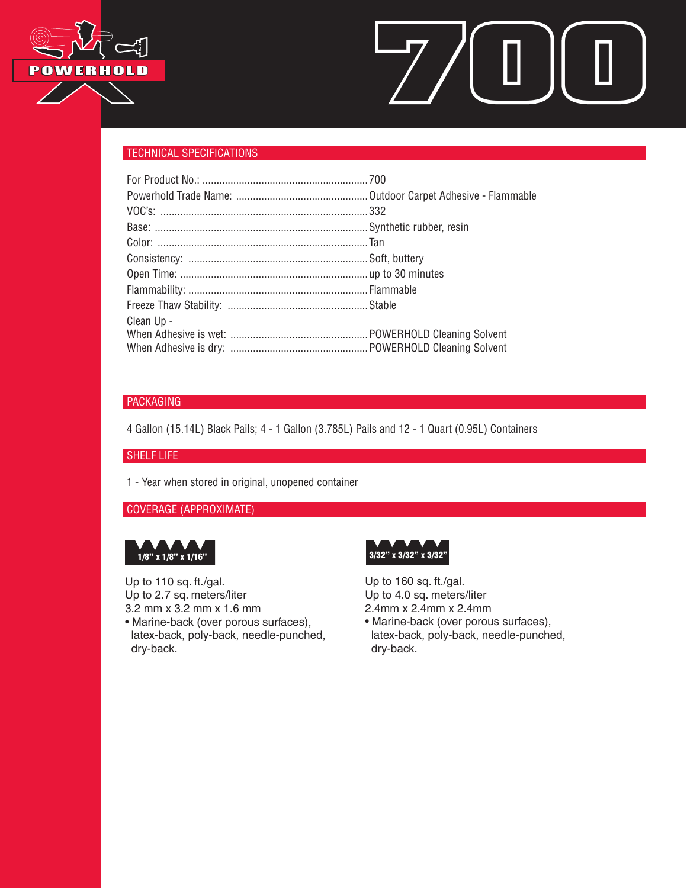POWERHOLD

# 700

## TECHNICAL SPECIFICATIONS

For Product No.: .......... 700
Powerhold Trade Name: .......... Outdoor Carpet Adhesive - Flammable
VOC's: .......... 332
Base: .......... Synthetic rubber, resin
Color: .......... Tan
Consistency: .......... Soft, buttery
Open Time: .......... up to 30 minutes
Flammability: .......... Flammable
Freeze Thaw Stability: .......... Stable
Clean Up -
When Adhesive is wet: .......... POWERHOLD Cleaning Solvent
When Adhesive is dry: .......... POWERHOLD Cleaning Solvent

## PACKAGING

4 Gallon (15.14L) Black Pails; 4 - 1 Gallon (3.785L) Pails and 12 - 1 Quart (0.95L) Containers

## SHELF LIFE

1 - Year when stored in original, unopened container

## COVERAGE (APPROXIMATE)

**1/8" x 1/8" x 1/16"**

Up to 110 sq. ft./gal.
Up to 2.7 sq. meters/liter
3.2 mm x 3.2 mm x 1.6 mm
- Marine-back (over porous surfaces), latex-back, poly-back, needle-punched, dry-back.

**3/32" x 3/32" x 3/32"**

Up to 160 sq. ft./gal.
Up to 4.0 sq. meters/liter
2.4mm x 2.4mm x 2.4mm
- Marine-back (over porous surfaces), latex-back, poly-back, needle-punched, dry-back.